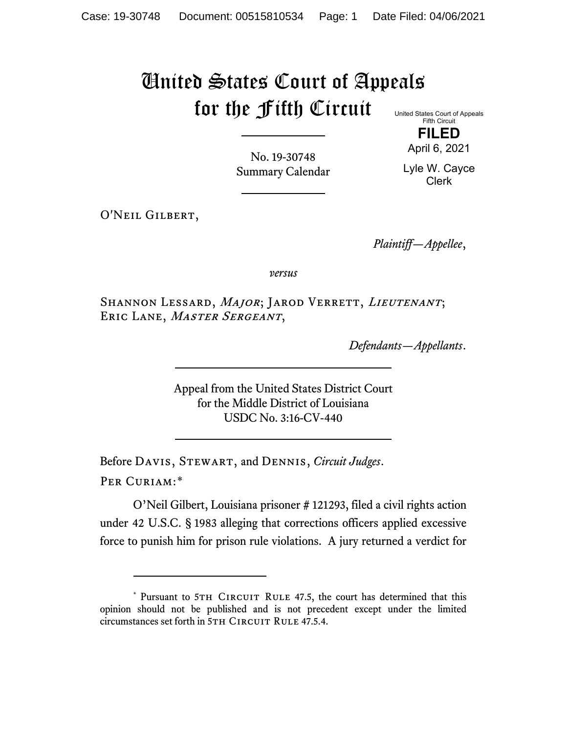# United States Court of Appeals for the Fifth Circuit

United States Court of Appeals
Fifth Circuit

**FILED**

April 6, 2021

Lyle W. Cayce
Clerk

No. 19-30748
Summary Calendar

O'Neil Gilbert,

*Plaintiff—Appellee*,

*versus*

Shannon Lessard, *Major*; Jarod Verrett, *Lieutenant*; Eric Lane, *Master Sergeant*,

*Defendants—Appellants*.

Appeal from the United States District Court
for the Middle District of Louisiana
USDC No. 3:16-CV-440

Before Davis, Stewart, and Dennis, *Circuit Judges*.

Per Curiam:*

O'Neil Gilbert, Louisiana prisoner # 121293, filed a civil rights action under 42 U.S.C. § 1983 alleging that corrections officers applied excessive force to punish him for prison rule violations. A jury returned a verdict for

---

\* Pursuant to 5th Circuit Rule 47.5, the court has determined that this opinion should not be published and is not precedent except under the limited circumstances set forth in 5th Circuit Rule 47.5.4.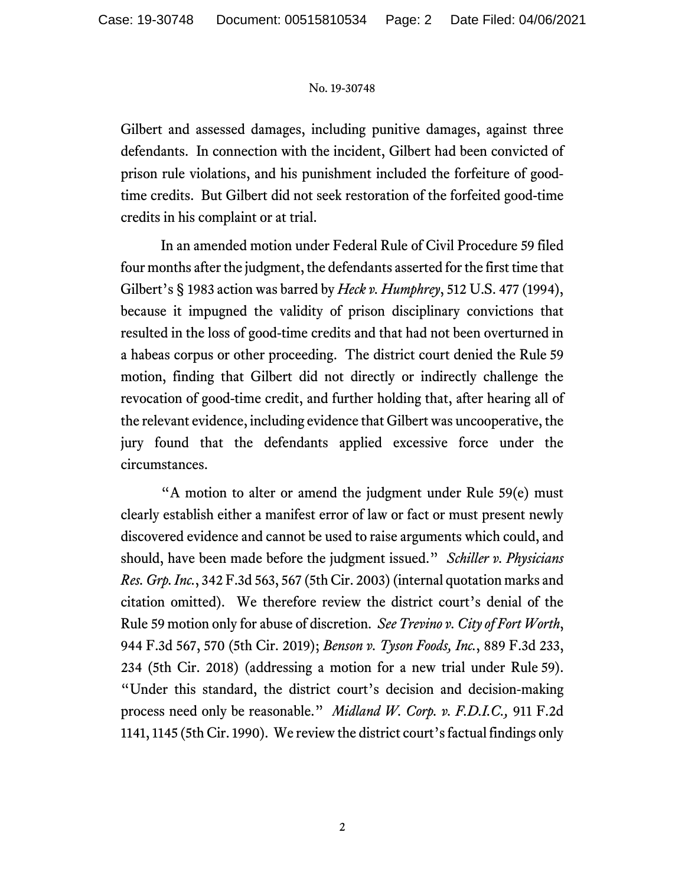Gilbert and assessed damages, including punitive damages, against three defendants. In connection with the incident, Gilbert had been convicted of prison rule violations, and his punishment included the forfeiture of good-time credits. But Gilbert did not seek restoration of the forfeited good-time credits in his complaint or at trial.

In an amended motion under Federal Rule of Civil Procedure 59 filed four months after the judgment, the defendants asserted for the first time that Gilbert's § 1983 action was barred by *Heck v. Humphrey*, 512 U.S. 477 (1994), because it impugned the validity of prison disciplinary convictions that resulted in the loss of good-time credits and that had not been overturned in a habeas corpus or other proceeding. The district court denied the Rule 59 motion, finding that Gilbert did not directly or indirectly challenge the revocation of good-time credit, and further holding that, after hearing all of the relevant evidence, including evidence that Gilbert was uncooperative, the jury found that the defendants applied excessive force under the circumstances.

"A motion to alter or amend the judgment under Rule 59(e) must clearly establish either a manifest error of law or fact or must present newly discovered evidence and cannot be used to raise arguments which could, and should, have been made before the judgment issued." *Schiller v. Physicians Res. Grp. Inc.*, 342 F.3d 563, 567 (5th Cir. 2003) (internal quotation marks and citation omitted). We therefore review the district court's denial of the Rule 59 motion only for abuse of discretion. *See Trevino v. City of Fort Worth*, 944 F.3d 567, 570 (5th Cir. 2019); *Benson v. Tyson Foods, Inc.*, 889 F.3d 233, 234 (5th Cir. 2018) (addressing a motion for a new trial under Rule 59). "Under this standard, the district court's decision and decision-making process need only be reasonable." *Midland W. Corp. v. F.D.I.C.,* 911 F.2d 1141, 1145 (5th Cir. 1990). We review the district court's factual findings only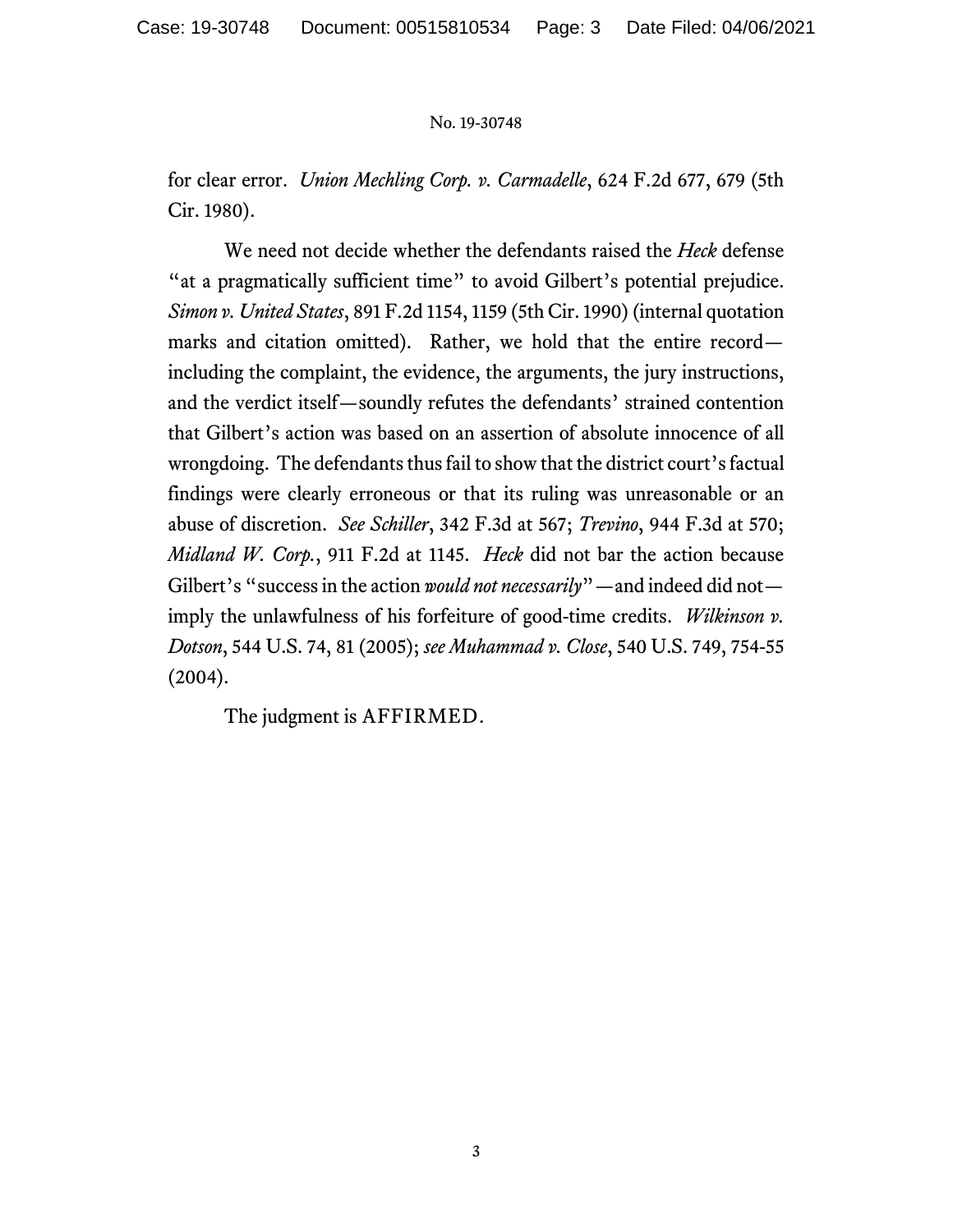for clear error. *Union Mechling Corp. v. Carmadelle*, 624 F.2d 677, 679 (5th Cir. 1980).

We need not decide whether the defendants raised the *Heck* defense "at a pragmatically sufficient time" to avoid Gilbert's potential prejudice. *Simon v. United States*, 891 F.2d 1154, 1159 (5th Cir. 1990) (internal quotation marks and citation omitted). Rather, we hold that the entire record—including the complaint, the evidence, the arguments, the jury instructions, and the verdict itself—soundly refutes the defendants' strained contention that Gilbert's action was based on an assertion of absolute innocence of all wrongdoing. The defendants thus fail to show that the district court's factual findings were clearly erroneous or that its ruling was unreasonable or an abuse of discretion. *See Schiller*, 342 F.3d at 567; *Trevino*, 944 F.3d at 570; *Midland W. Corp.*, 911 F.2d at 1145. *Heck* did not bar the action because Gilbert's "success in the action *would not necessarily*"—and indeed did not—imply the unlawfulness of his forfeiture of good-time credits. *Wilkinson v. Dotson*, 544 U.S. 74, 81 (2005); *see Muhammad v. Close*, 540 U.S. 749, 754-55 (2004).

The judgment is AFFIRMED.